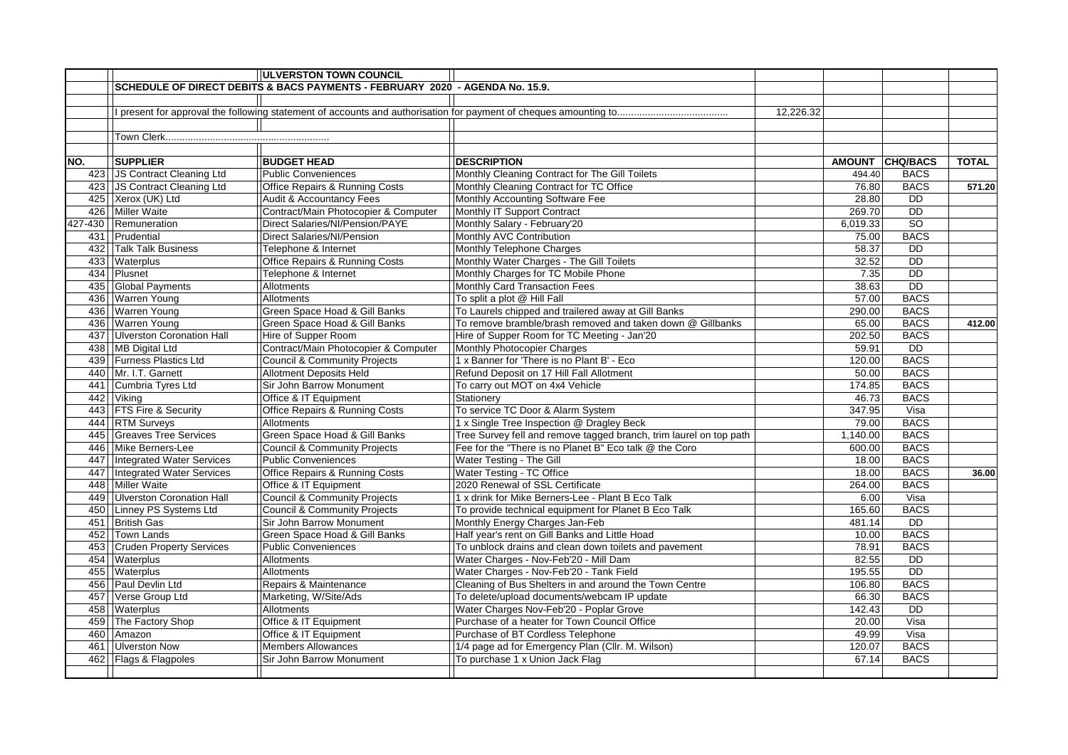# ULVERSTON TOWN COUNCIL

## SCHEDULE OF DIRECT DEBITS & BACS PAYMENTS - FEBRUARY 2020 - AGENDA No. 15.9.

I present for approval the following statement of accounts and authorisation for payment of cheques amounting to....................................... 12,226.32

Town Clerk...........................................................

| NO. | SUPPLIER | BUDGET HEAD | DESCRIPTION | AMOUNT | CHQ/BACS | TOTAL |
|---|---|---|---|---|---|---|
| 423 | JS Contract Cleaning Ltd | Public Conveniences | Monthly Cleaning Contract for The Gill Toilets | 494.40 | BACS | |
| 423 | JS Contract Cleaning Ltd | Office Repairs & Running Costs | Monthly Cleaning Contract for TC Office | 76.80 | BACS | 571.20 |
| 425 | Xerox (UK) Ltd | Audit & Accountancy Fees | Monthly Accounting Software Fee | 28.80 | DD | |
| 426 | Miller Waite | Contract/Main Photocopier & Computer | Monthly IT Support Contract | 269.70 | DD | |
| 427-430 | Remuneration | Direct Salaries/NI/Pension/PAYE | Monthly Salary - February'20 | 6,019.33 | SO | |
| 431 | Prudential | Direct Salaries/NI/Pension | Monthly AVC Contribution | 75.00 | BACS | |
| 432 | Talk Talk Business | Telephone & Internet | Monthly Telephone Charges | 58.37 | DD | |
| 433 | Waterplus | Office Repairs & Running Costs | Monthly Water Charges - The Gill Toilets | 32.52 | DD | |
| 434 | Plusnet | Telephone & Internet | Monthly Charges for TC Mobile Phone | 7.35 | DD | |
| 435 | Global Payments | Allotments | Monthly Card Transaction Fees | 38.63 | DD | |
| 436 | Warren Young | Allotments | To split a plot @ Hill Fall | 57.00 | BACS | |
| 436 | Warren Young | Green Space Hoad & Gill Banks | To Laurels chipped and trailered away at Gill Banks | 290.00 | BACS | |
| 436 | Warren Young | Green Space Hoad & Gill Banks | To remove bramble/brash removed and taken down @ Gillbanks | 65.00 | BACS | 412.00 |
| 437 | Ulverston Coronation Hall | Hire of Supper Room | Hire of Supper Room for TC Meeting - Jan'20 | 202.50 | BACS | |
| 438 | MB Digital Ltd | Contract/Main Photocopier & Computer | Monthly Photocopier Charges | 59.91 | DD | |
| 439 | Furness Plastics Ltd | Council & Community Projects | 1 x Banner for 'There is no Plant B' - Eco | 120.00 | BACS | |
| 440 | Mr. I.T. Garnett | Allotment Deposits Held | Refund Deposit on 17 Hill Fall Allotment | 50.00 | BACS | |
| 441 | Cumbria Tyres Ltd | Sir John Barrow Monument | To carry out MOT on 4x4 Vehicle | 174.85 | BACS | |
| 442 | Viking | Office & IT Equipment | Stationery | 46.73 | BACS | |
| 443 | FTS Fire & Security | Office Repairs & Running Costs | To service TC Door & Alarm System | 347.95 | Visa | |
| 444 | RTM Surveys | Allotments | 1 x Single Tree Inspection @ Dragley Beck | 79.00 | BACS | |
| 445 | Greaves Tree Services | Green Space Hoad & Gill Banks | Tree Survey fell and remove tagged branch, trim laurel on top path | 1,140.00 | BACS | |
| 446 | Mike Berners-Lee | Council & Community Projects | Fee for the "There is no Planet B" Eco talk @ the Coro | 600.00 | BACS | |
| 447 | Integrated Water Services | Public Conveniences | Water Testing - The Gill | 18.00 | BACS | |
| 447 | Integrated Water Services | Office Repairs & Running Costs | Water Testing - TC Office | 18.00 | BACS | 36.00 |
| 448 | Miller Waite | Office & IT Equipment | 2020 Renewal of SSL Certificate | 264.00 | BACS | |
| 449 | Ulverston Coronation Hall | Council & Community Projects | 1 x drink for Mike Berners-Lee - Plant B Eco Talk | 6.00 | Visa | |
| 450 | Linney PS Systems Ltd | Council & Community Projects | To provide technical equipment for Planet B Eco Talk | 165.60 | BACS | |
| 451 | British Gas | Sir John Barrow Monument | Monthly Energy Charges Jan-Feb | 481.14 | DD | |
| 452 | Town Lands | Green Space Hoad & Gill Banks | Half year's rent on Gill Banks and Little Hoad | 10.00 | BACS | |
| 453 | Cruden Property Services | Public Conveniences | To unblock drains and clean down toilets and pavement | 78.91 | BACS | |
| 454 | Waterplus | Allotments | Water Charges - Nov-Feb'20 - Mill Dam | 82.55 | DD | |
| 455 | Waterplus | Allotments | Water Charges - Nov-Feb'20 - Tank Field | 195.55 | DD | |
| 456 | Paul Devlin Ltd | Repairs & Maintenance | Cleaning of Bus Shelters in and around the Town Centre | 106.80 | BACS | |
| 457 | Verse Group Ltd | Marketing, W/Site/Ads | To delete/upload documents/webcam IP update | 66.30 | BACS | |
| 458 | Waterplus | Allotments | Water Charges Nov-Feb'20 - Poplar Grove | 142.43 | DD | |
| 459 | The Factory Shop | Office & IT Equipment | Purchase of a heater for Town Council Office | 20.00 | Visa | |
| 460 | Amazon | Office & IT Equipment | Purchase of BT Cordless Telephone | 49.99 | Visa | |
| 461 | Ulverston Now | Members Allowances | 1/4 page ad for Emergency Plan (Cllr. M. Wilson) | 120.07 | BACS | |
| 462 | Flags & Flagpoles | Sir John Barrow Monument | To purchase 1 x Union Jack Flag | 67.14 | BACS | |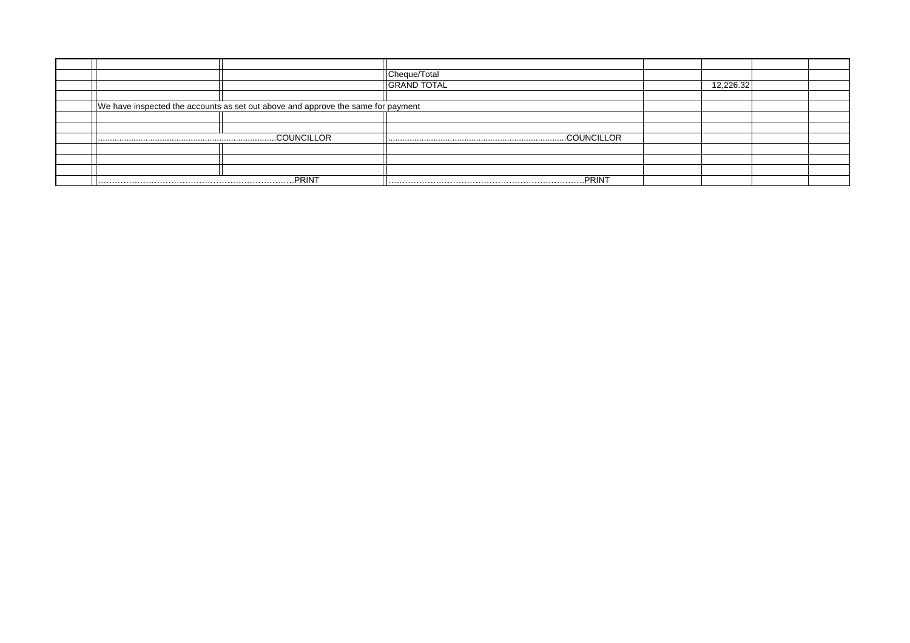| | | | | | | | |
|---|---|---|---|---|---|---|---|
| | | | | | | | |
| | | | Cheque/Total | | | | |
| | | | GRAND TOTAL | | 12,226.32 | | |
| | | | | | | | |
| | We have inspected the accounts as set out above and approve the same for payment | | | | | | |
| | | | | | | | |
| | | | | | | | |
| | ..........................................................................COUNCILLOR | | ..........................................................................COUNCILLOR | | | | |
| | | | | | | | |
| | | | | | | | |
| | | | | | | | |
| | ……………………………………………………………PRINT | | ……………………………………………………………PRINT | | | | |